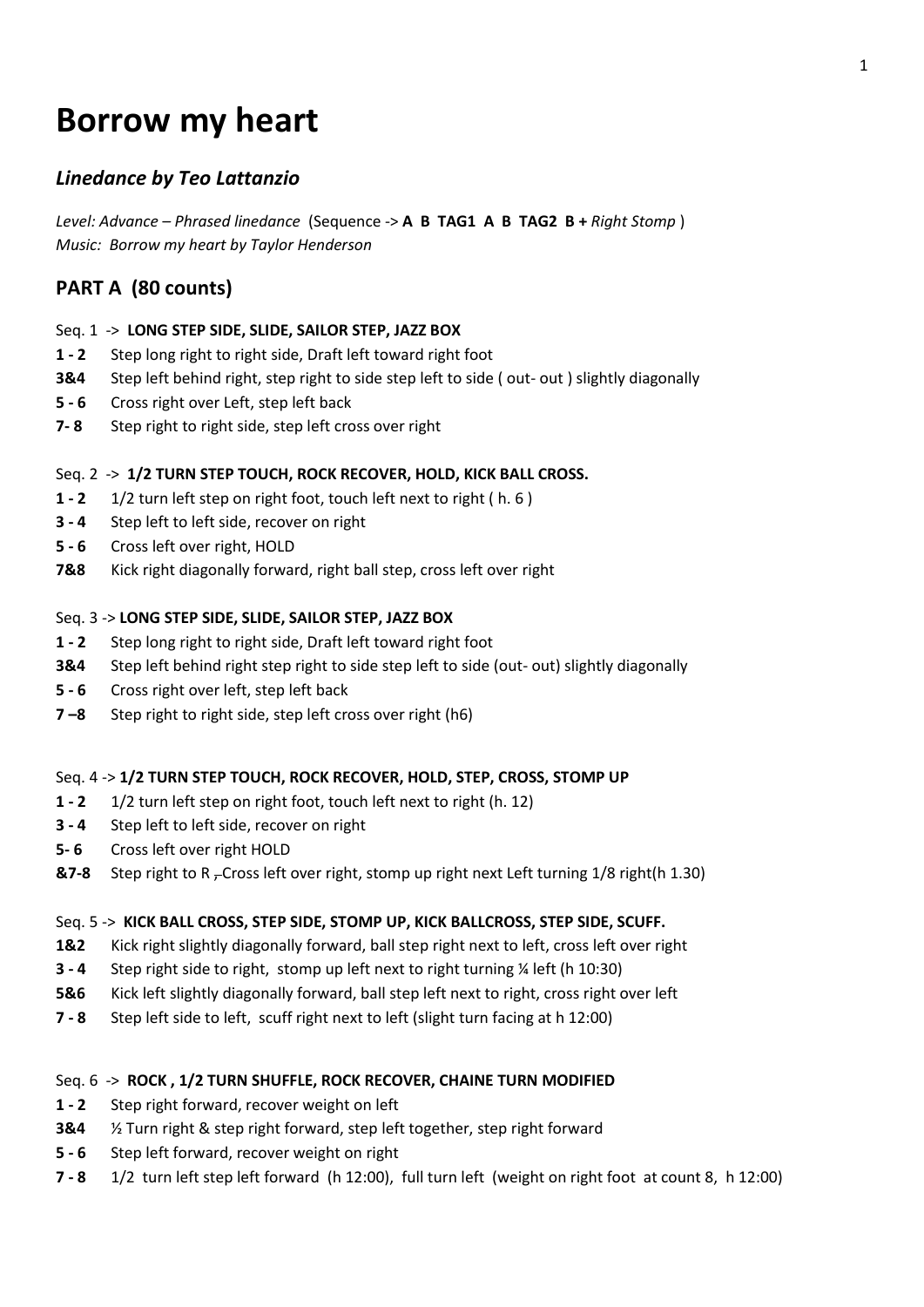# Borrow my heart

### *Linedance by Teo Lattanzio*

*Level: Advance – Phrased linedance* (Sequence -> **A B TAG1 A B TAG2 B +** *Right Stomp* )
*Music: Borrow my heart by Taylor Henderson*

## PART A (80 counts)

Seq. 1 -> **LONG STEP SIDE, SLIDE, SAILOR STEP, JAZZ BOX**

**1 - 2** Step long right to right side, Draft left toward right foot
**3&4** Step left behind right, step right to side step left to side ( out- out ) slightly diagonally
**5 - 6** Cross right over Left, step left back
**7- 8** Step right to right side, step left cross over right

Seq. 2 -> **1/2 TURN STEP TOUCH, ROCK RECOVER, HOLD, KICK BALL CROSS.**

**1 - 2** 1/2 turn left step on right foot, touch left next to right ( h. 6 )
**3 - 4** Step left to left side, recover on right
**5 - 6** Cross left over right, HOLD
**7&8** Kick right diagonally forward, right ball step, cross left over right

Seq. 3 -> **LONG STEP SIDE, SLIDE, SAILOR STEP, JAZZ BOX**

**1 - 2** Step long right to right side, Draft left toward right foot
**3&4** Step left behind right step right to side step left to side (out- out) slightly diagonally
**5 - 6** Cross right over left, step left back
**7 –8** Step right to right side, step left cross over right (h6)

Seq. 4 -> **1/2 TURN STEP TOUCH, ROCK RECOVER, HOLD, STEP, CROSS, STOMP UP**

**1 - 2** 1/2 turn left step on right foot, touch left next to right (h. 12)
**3 - 4** Step left to left side, recover on right
**5- 6** Cross left over right HOLD
**&7-8** Step right to R ~~,~~ Cross left over right, stomp up right next Left turning 1/8 right(h 1.30)

Seq. 5 -> **KICK BALL CROSS, STEP SIDE, STOMP UP, KICK BALLCROSS, STEP SIDE, SCUFF.**

**1&2** Kick right slightly diagonally forward, ball step right next to left, cross left over right
**3 - 4** Step right side to right, stomp up left next to right turning ¼ left (h 10:30)
**5&6** Kick left slightly diagonally forward, ball step left next to right, cross right over left
**7 - 8** Step left side to left, scuff right next to left (slight turn facing at h 12:00)

Seq. 6 -> **ROCK , 1/2 TURN SHUFFLE, ROCK RECOVER, CHAINE TURN MODIFIED**

**1 - 2** Step right forward, recover weight on left
**3&4** ½ Turn right & step right forward, step left together, step right forward
**5 - 6** Step left forward, recover weight on right
**7 - 8** 1/2 turn left step left forward (h 12:00), full turn left (weight on right foot at count 8, h 12:00)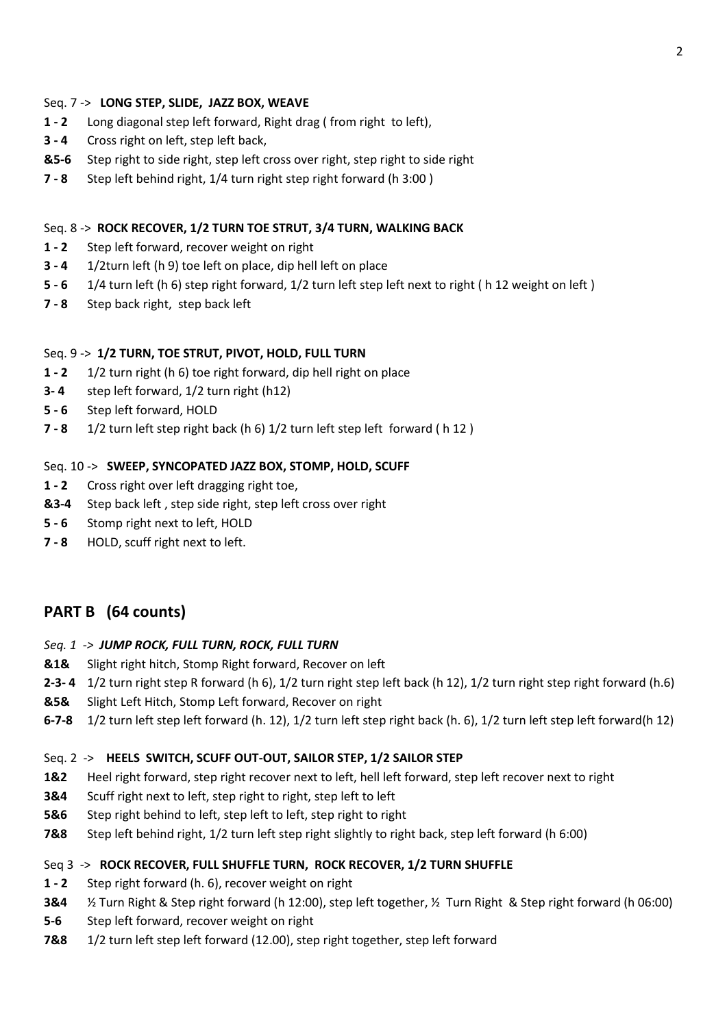Seq. 7 -> **LONG STEP, SLIDE, JAZZ BOX, WEAVE**

**1 - 2** Long diagonal step left forward, Right drag ( from right to left),
**3 - 4** Cross right on left, step left back,
**&5-6** Step right to side right, step left cross over right, step right to side right
**7 - 8** Step left behind right, 1/4 turn right step right forward (h 3:00 )

Seq. 8 -> **ROCK RECOVER, 1/2 TURN TOE STRUT, 3/4 TURN, WALKING BACK**

**1 - 2** Step left forward, recover weight on right
**3 - 4** 1/2turn left (h 9) toe left on place, dip hell left on place
**5 - 6** 1/4 turn left (h 6) step right forward, 1/2 turn left step left next to right ( h 12 weight on left )
**7 - 8** Step back right, step back left

Seq. 9 -> **1/2 TURN, TOE STRUT, PIVOT, HOLD, FULL TURN**

**1 - 2** 1/2 turn right (h 6) toe right forward, dip hell right on place
**3- 4** step left forward, 1/2 turn right (h12)
**5 - 6** Step left forward, HOLD
**7 - 8** 1/2 turn left step right back (h 6) 1/2 turn left step left forward ( h 12 )

Seq. 10 -> **SWEEP, SYNCOPATED JAZZ BOX, STOMP, HOLD, SCUFF**

**1 - 2** Cross right over left dragging right toe,
**&3-4** Step back left , step side right, step left cross over right
**5 - 6** Stomp right next to left, HOLD
**7 - 8** HOLD, scuff right next to left.

## PART B (64 counts)

*Seq. 1 ->* ***JUMP ROCK, FULL TURN, ROCK, FULL TURN***

**&1&** Slight right hitch, Stomp Right forward, Recover on left
**2-3- 4** 1/2 turn right step R forward (h 6), 1/2 turn right step left back (h 12), 1/2 turn right step right forward (h.6)
**&5&** Slight Left Hitch, Stomp Left forward, Recover on right
**6-7-8** 1/2 turn left step left forward (h. 12), 1/2 turn left step right back (h. 6), 1/2 turn left step left forward(h 12)

Seq. 2 -> **HEELS SWITCH, SCUFF OUT-OUT, SAILOR STEP, 1/2 SAILOR STEP**

**1&2** Heel right forward, step right recover next to left, hell left forward, step left recover next to right
**3&4** Scuff right next to left, step right to right, step left to left
**5&6** Step right behind to left, step left to left, step right to right
**7&8** Step left behind right, 1/2 turn left step right slightly to right back, step left forward (h 6:00)

Seq 3 -> **ROCK RECOVER, FULL SHUFFLE TURN, ROCK RECOVER, 1/2 TURN SHUFFLE**

**1 - 2** Step right forward (h. 6), recover weight on right
**3&4** ½ Turn Right & Step right forward (h 12:00), step left together, ½ Turn Right & Step right forward (h 06:00)
**5-6** Step left forward, recover weight on right
**7&8** 1/2 turn left step left forward (12.00), step right together, step left forward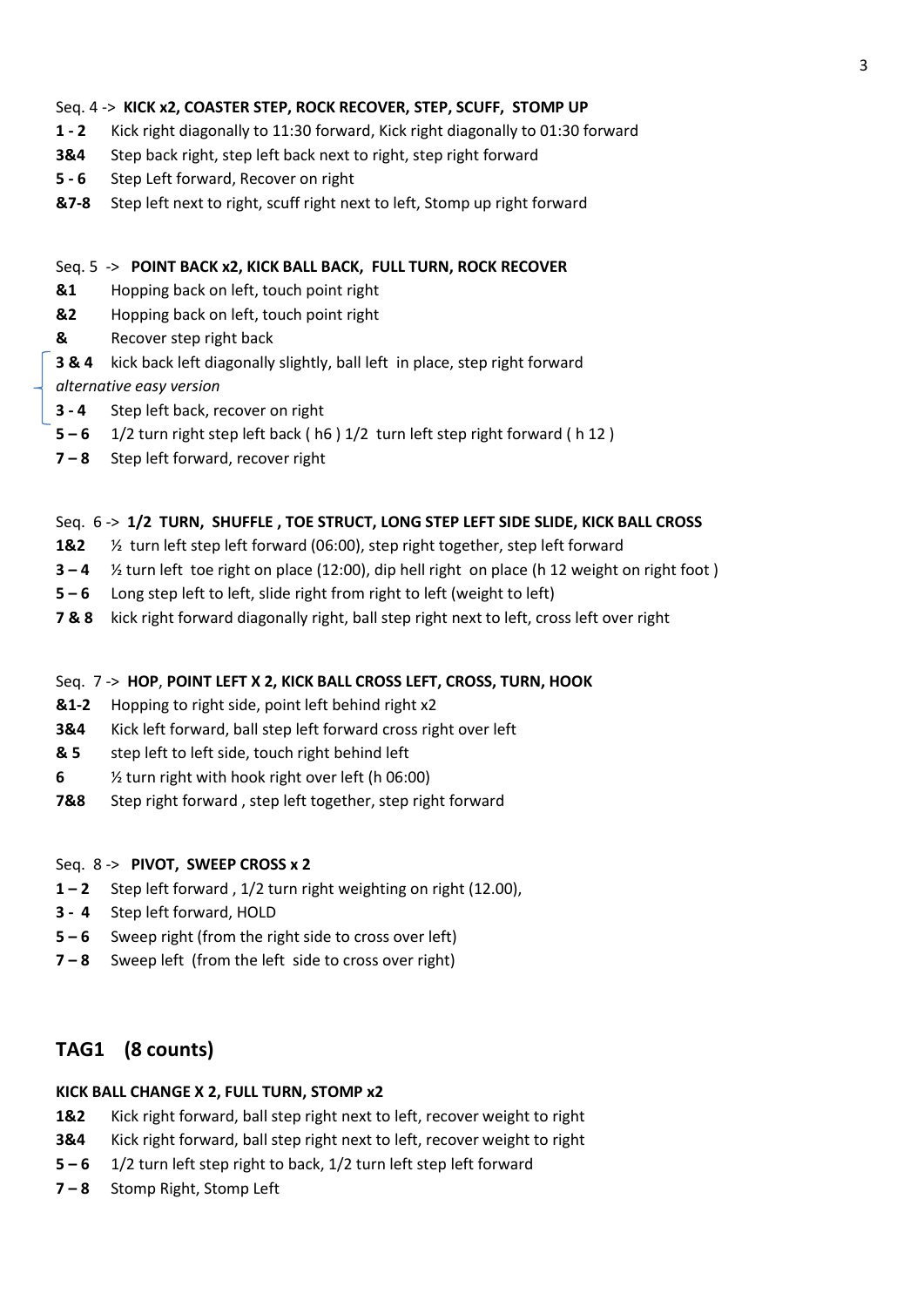Seq. 4 -> **KICK x2, COASTER STEP, ROCK RECOVER, STEP, SCUFF, STOMP UP**

**1 - 2** Kick right diagonally to 11:30 forward, Kick right diagonally to 01:30 forward
**3&4** Step back right, step left back next to right, step right forward
**5 - 6** Step Left forward, Recover on right
**&7-8** Step left next to right, scuff right next to left, Stomp up right forward

Seq. 5 -> **POINT BACK x2, KICK BALL BACK, FULL TURN, ROCK RECOVER**

**&1** Hopping back on left, touch point right
**&2** Hopping back on left, touch point right
**&** Recover step right back
**3 & 4** kick back left diagonally slightly, ball left in place, step right forward
*alternative easy version*
**3 - 4** Step left back, recover on right
**5 – 6** 1/2 turn right step left back ( h6 ) 1/2 turn left step right forward ( h 12 )
**7 – 8** Step left forward, recover right

Seq. 6 -> **1/2 TURN, SHUFFLE , TOE STRUCT, LONG STEP LEFT SIDE SLIDE, KICK BALL CROSS**

**1&2** ½ turn left step left forward (06:00), step right together, step left forward
**3 – 4** ½ turn left toe right on place (12:00), dip hell right on place (h 12 weight on right foot )
**5 – 6** Long step left to left, slide right from right to left (weight to left)
**7 & 8** kick right forward diagonally right, ball step right next to left, cross left over right

Seq. 7 -> **HOP**, **POINT LEFT X 2, KICK BALL CROSS LEFT, CROSS, TURN, HOOK**

**&1-2** Hopping to right side, point left behind right x2
**3&4** Kick left forward, ball step left forward cross right over left
**& 5** step left to left side, touch right behind left
**6** ½ turn right with hook right over left (h 06:00)
**7&8** Step right forward , step left together, step right forward

Seq. 8 -> **PIVOT, SWEEP CROSS x 2**

**1 – 2** Step left forward , 1/2 turn right weighting on right (12.00),
**3 - 4** Step left forward, HOLD
**5 – 6** Sweep right (from the right side to cross over left)
**7 – 8** Sweep left (from the left side to cross over right)

## TAG1 (8 counts)

**KICK BALL CHANGE X 2, FULL TURN, STOMP x2**

**1&2** Kick right forward, ball step right next to left, recover weight to right
**3&4** Kick right forward, ball step right next to left, recover weight to right
**5 – 6** 1/2 turn left step right to back, 1/2 turn left step left forward
**7 – 8** Stomp Right, Stomp Left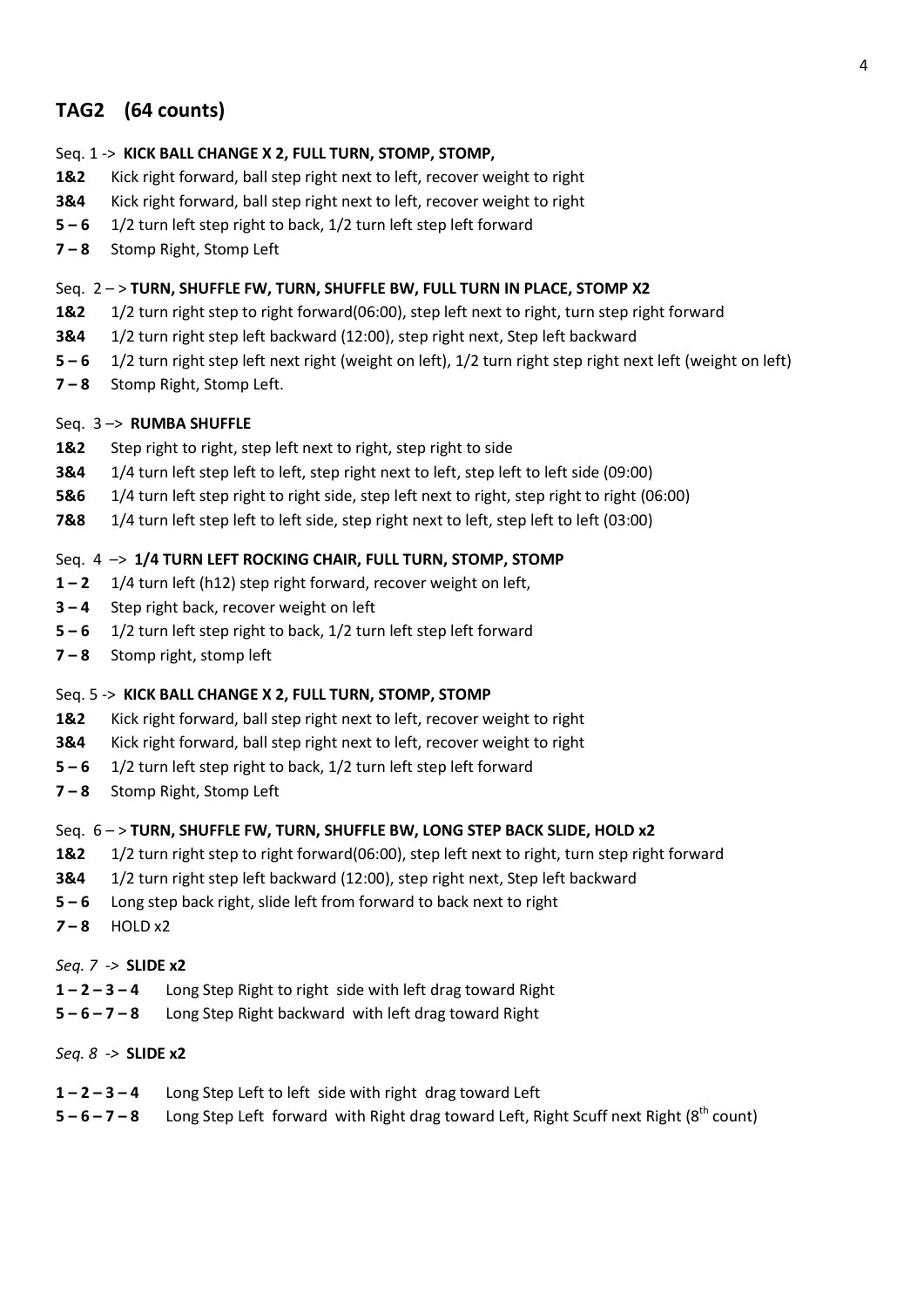## TAG2 (64 counts)

Seq. 1 -> **KICK BALL CHANGE X 2, FULL TURN, STOMP, STOMP,**

**1&2** Kick right forward, ball step right next to left, recover weight to right
**3&4** Kick right forward, ball step right next to left, recover weight to right
**5 – 6** 1/2 turn left step right to back, 1/2 turn left step left forward
**7 – 8** Stomp Right, Stomp Left

Seq. 2 – > **TURN, SHUFFLE FW, TURN, SHUFFLE BW, FULL TURN IN PLACE, STOMP X2**

**1&2** 1/2 turn right step to right forward(06:00), step left next to right, turn step right forward
**3&4** 1/2 turn right step left backward (12:00), step right next, Step left backward
**5 – 6** 1/2 turn right step left next right (weight on left), 1/2 turn right step right next left (weight on left)
**7 – 8** Stomp Right, Stomp Left.

Seq. 3 –> **RUMBA SHUFFLE**

**1&2** Step right to right, step left next to right, step right to side
**3&4** 1/4 turn left step left to left, step right next to left, step left to left side (09:00)
**5&6** 1/4 turn left step right to right side, step left next to right, step right to right (06:00)
**7&8** 1/4 turn left step left to left side, step right next to left, step left to left (03:00)

Seq. 4 –> **1/4 TURN LEFT ROCKING CHAIR, FULL TURN, STOMP, STOMP**

**1 – 2** 1/4 turn left (h12) step right forward, recover weight on left,
**3 – 4** Step right back, recover weight on left
**5 – 6** 1/2 turn left step right to back, 1/2 turn left step left forward
**7 – 8** Stomp right, stomp left

Seq. 5 -> **KICK BALL CHANGE X 2, FULL TURN, STOMP, STOMP**

**1&2** Kick right forward, ball step right next to left, recover weight to right
**3&4** Kick right forward, ball step right next to left, recover weight to right
**5 – 6** 1/2 turn left step right to back, 1/2 turn left step left forward
**7 – 8** Stomp Right, Stomp Left

Seq. 6 – > **TURN, SHUFFLE FW, TURN, SHUFFLE BW, LONG STEP BACK SLIDE, HOLD x2**

**1&2** 1/2 turn right step to right forward(06:00), step left next to right, turn step right forward
**3&4** 1/2 turn right step left backward (12:00), step right next, Step left backward
**5 – 6** Long step back right, slide left from forward to back next to right
**7 – 8** HOLD x2

*Seq. 7* -> **SLIDE x2**

**1 – 2 – 3 – 4** Long Step Right to right side with left drag toward Right
**5 – 6 – 7 – 8** Long Step Right backward with left drag toward Right

*Seq. 8* -> **SLIDE x2**

**1 – 2 – 3 – 4** Long Step Left to left side with right drag toward Left
**5 – 6 – 7 – 8** Long Step Left forward with Right drag toward Left, Right Scuff next Right (8th count)